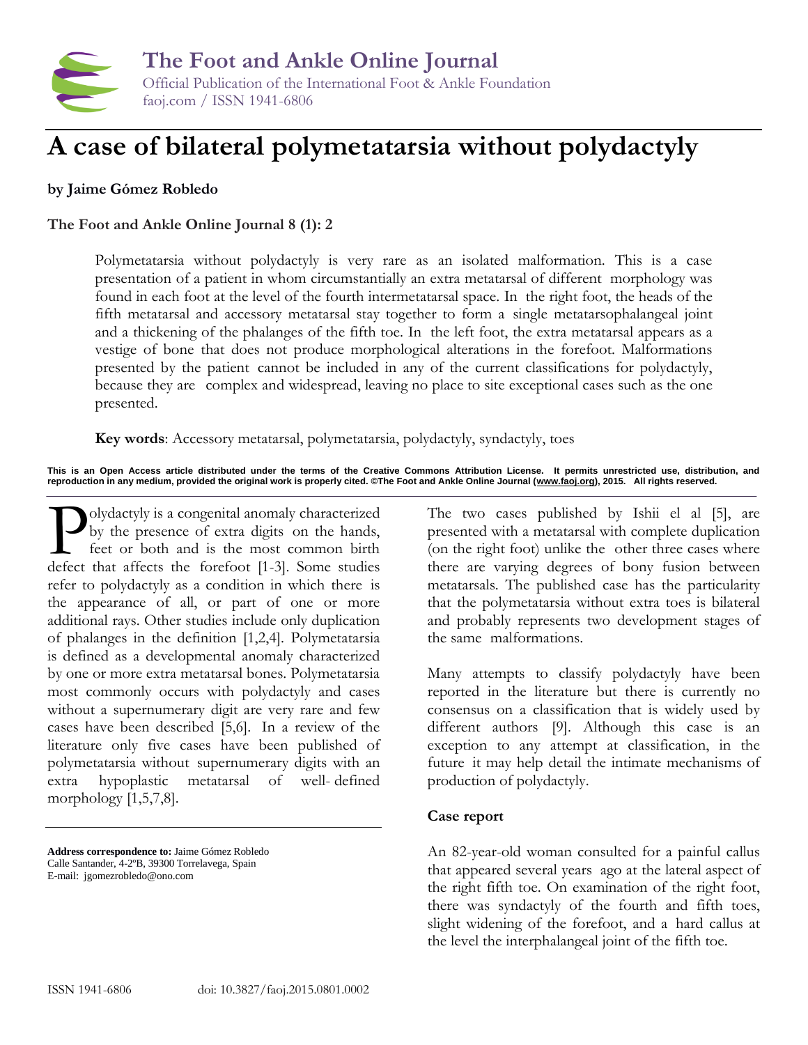# A case of bilateral polymetatarsia without polydactyly

**by Jaime Gómez Robledo**

**The Foot and Ankle Online Journal 8 (1): 2**

Polymetatarsia without polydactyly is very rare as an isolated malformation. This is a case presentation of a patient in whom circumstantially an extra metatarsal of different morphology was found in each foot at the level of the fourth intermetatarsal space. In the right foot, the heads of the fifth metatarsal and accessory metatarsal stay together to form a single metatarsophalangeal joint and a thickening of the phalanges of the fifth toe. In the left foot, the extra metatarsal appears as a vestige of bone that does not produce morphological alterations in the forefoot. Malformations presented by the patient cannot be included in any of the current classifications for polydactyly, because they are complex and widespread, leaving no place to site exceptional cases such as the one presented.

**Key words**: Accessory metatarsal, polymetatarsia, polydactyly, syndactyly, toes

**This is an Open Access article distributed under the terms of the Creative Commons Attribution License. It permits unrestricted use, distribution, and reproduction in any medium, provided the original work is properly cited. ©The Foot and Ankle Online Journal (www.faoj.org), 2015. All rights reserved.**

Polydactyly is a congenital anomaly characterized by the presence of extra digits on the hands, feet or both and is the most common birth defect that affects the forefoot [1-3]. Some studies refer to polydactyly as a condition in which there is the appearance of all, or part of one or more additional rays. Other studies include only duplication of phalanges in the definition [1,2,4]. Polymetatarsia is defined as a developmental anomaly characterized by one or more extra metatarsal bones. Polymetatarsia most commonly occurs with polydactyly and cases without a supernumerary digit are very rare and few cases have been described [5,6]. In a review of the literature only five cases have been published of polymetatarsia without supernumerary digits with an extra hypoplastic metatarsal of well- defined morphology [1,5,7,8].

The two cases published by Ishii el al [5], are presented with a metatarsal with complete duplication (on the right foot) unlike the other three cases where there are varying degrees of bony fusion between metatarsals. The published case has the particularity that the polymetatarsia without extra toes is bilateral and probably represents two development stages of the same malformations.

Many attempts to classify polydactyly have been reported in the literature but there is currently no consensus on a classification that is widely used by different authors [9]. Although this case is an exception to any attempt at classification, in the future it may help detail the intimate mechanisms of production of polydactyly.

## Case report

An 82-year-old woman consulted for a painful callus that appeared several years ago at the lateral aspect of the right fifth toe. On examination of the right foot, there was syndactyly of the fourth and fifth toes, slight widening of the forefoot, and a hard callus at the level the interphalangeal joint of the fifth toe.

---

**Address correspondence to:** Jaime Gómez Robledo
Calle Santander, 4-2ºB, 39300 Torrelavega, Spain
E-mail: jgomezrobledo@ono.com

ISSN 1941-6806 doi: 10.3827/faoj.2015.0801.0002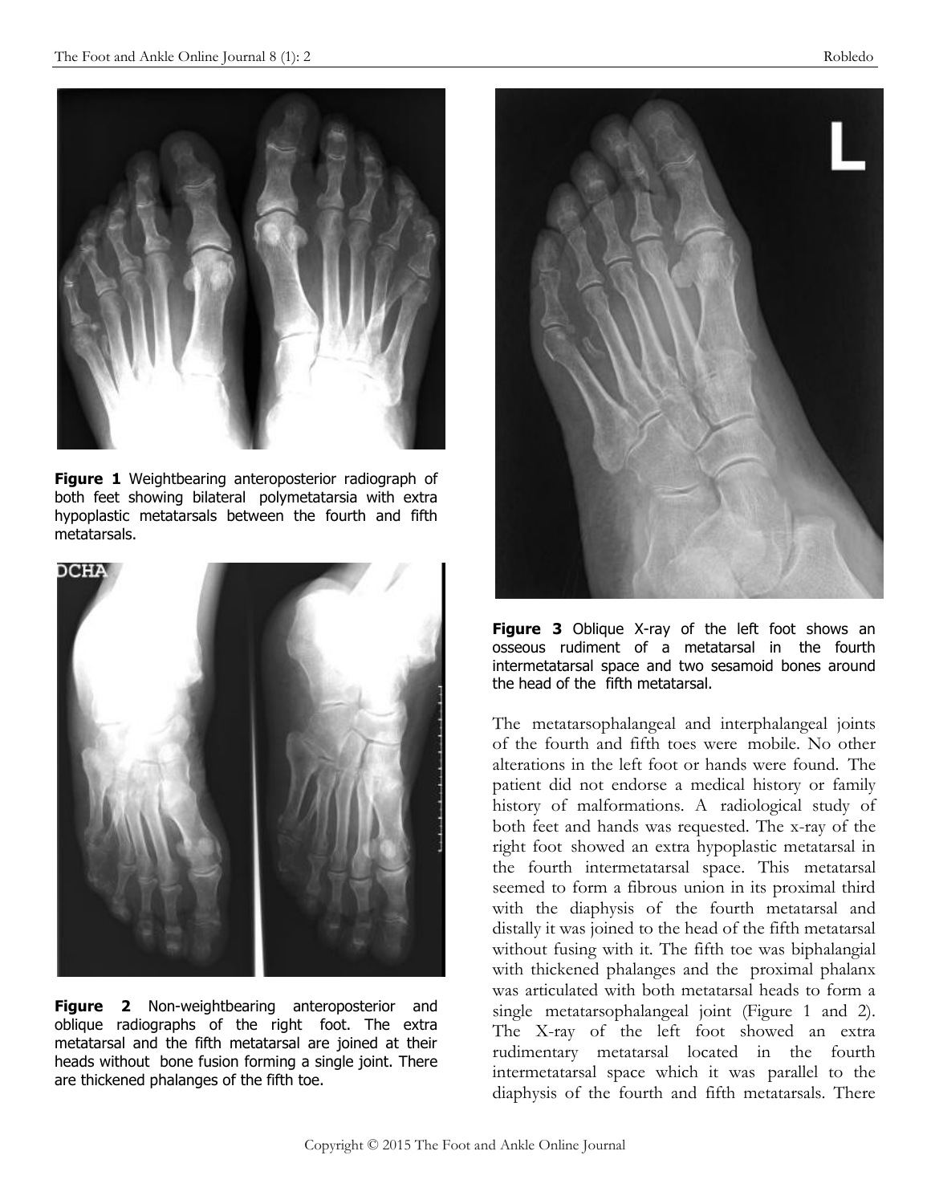**Figure 1** Weightbearing anteroposterior radiograph of both feet showing bilateral polymetatarsia with extra hypoplastic metatarsals between the fourth and fifth metatarsals.

**Figure 2** Non-weightbearing anteroposterior and oblique radiographs of the right foot. The extra metatarsal and the fifth metatarsal are joined at their heads without bone fusion forming a single joint. There are thickened phalanges of the fifth toe.

**Figure 3** Oblique X-ray of the left foot shows an osseous rudiment of a metatarsal in the fourth intermetatarsal space and two sesamoid bones around the head of the fifth metatarsal.

The metatarsophalangeal and interphalangeal joints of the fourth and fifth toes were mobile. No other alterations in the left foot or hands were found. The patient did not endorse a medical history or family history of malformations. A radiological study of both feet and hands was requested. The x-ray of the right foot showed an extra hypoplastic metatarsal in the fourth intermetatarsal space. This metatarsal seemed to form a fibrous union in its proximal third with the diaphysis of the fourth metatarsal and distally it was joined to the head of the fifth metatarsal without fusing with it. The fifth toe was biphalangial with thickened phalanges and the proximal phalanx was articulated with both metatarsal heads to form a single metatarsophalangeal joint (Figure 1 and 2). The X-ray of the left foot showed an extra rudimentary metatarsal located in the fourth intermetatarsal space which it was parallel to the diaphysis of the fourth and fifth metatarsals. There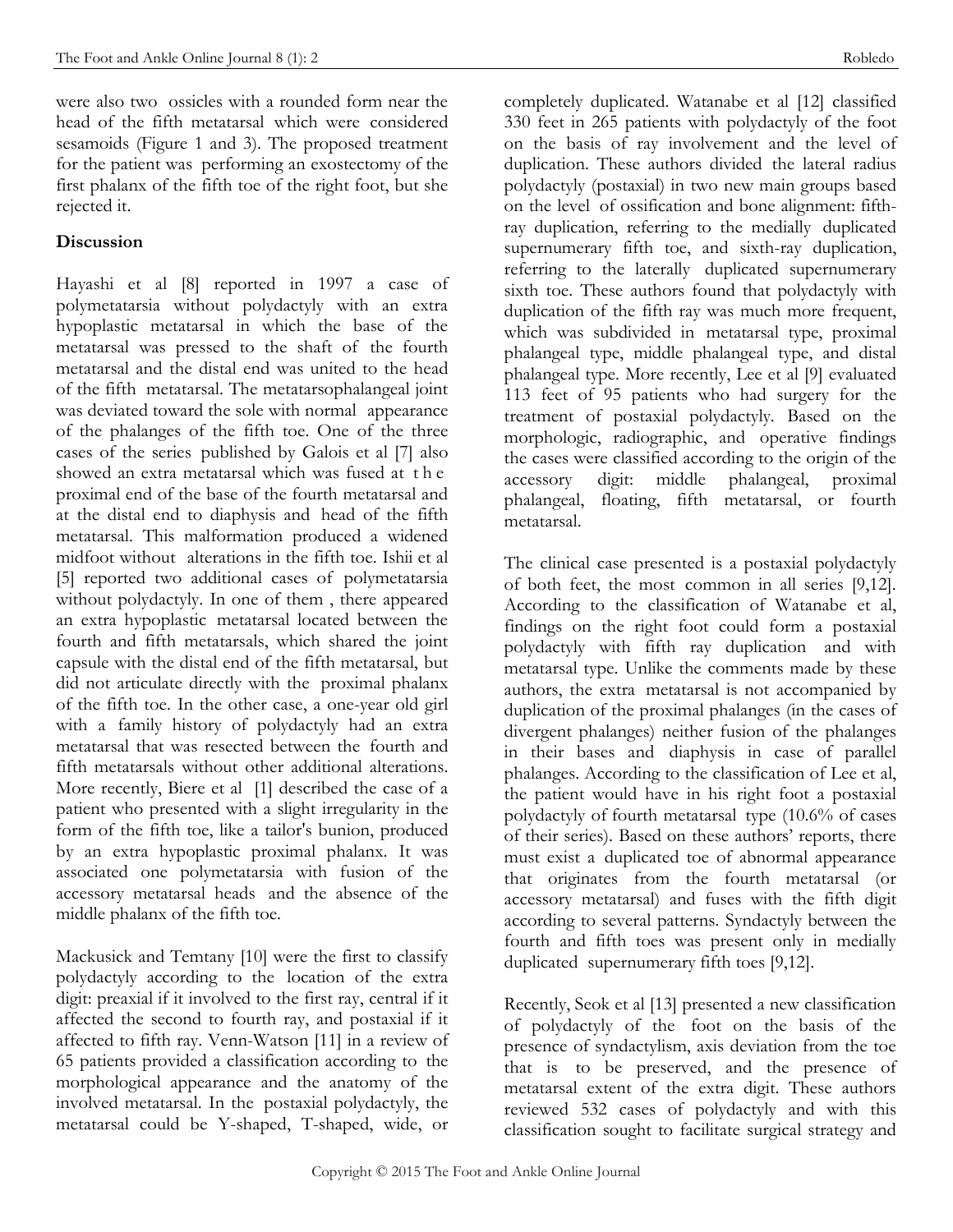were also two ossicles with a rounded form near the head of the fifth metatarsal which were considered sesamoids (Figure 1 and 3). The proposed treatment for the patient was performing an exostectomy of the first phalanx of the fifth toe of the right foot, but she rejected it.

## Discussion

Hayashi et al [8] reported in 1997 a case of polymetatarsia without polydactyly with an extra hypoplastic metatarsal in which the base of the metatarsal was pressed to the shaft of the fourth metatarsal and the distal end was united to the head of the fifth metatarsal. The metatarsophalangeal joint was deviated toward the sole with normal appearance of the phalanges of the fifth toe. One of the three cases of the series published by Galois et al [7] also showed an extra metatarsal which was fused at the proximal end of the base of the fourth metatarsal and at the distal end to diaphysis and head of the fifth metatarsal. This malformation produced a widened midfoot without alterations in the fifth toe. Ishii et al [5] reported two additional cases of polymetatarsia without polydactyly. In one of them , there appeared an extra hypoplastic metatarsal located between the fourth and fifth metatarsals, which shared the joint capsule with the distal end of the fifth metatarsal, but did not articulate directly with the proximal phalanx of the fifth toe. In the other case, a one-year old girl with a family history of polydactyly had an extra metatarsal that was resected between the fourth and fifth metatarsals without other additional alterations. More recently, Biere et al [1] described the case of a patient who presented with a slight irregularity in the form of the fifth toe, like a tailor's bunion, produced by an extra hypoplastic proximal phalanx. It was associated one polymetatarsia with fusion of the accessory metatarsal heads and the absence of the middle phalanx of the fifth toe.

Mackusick and Temtany [10] were the first to classify polydactyly according to the location of the extra digit: preaxial if it involved to the first ray, central if it affected the second to fourth ray, and postaxial if it affected to fifth ray. Venn-Watson [11] in a review of 65 patients provided a classification according to the morphological appearance and the anatomy of the involved metatarsal. In the postaxial polydactyly, the metatarsal could be Y-shaped, T-shaped, wide, or completely duplicated. Watanabe et al [12] classified 330 feet in 265 patients with polydactyly of the foot on the basis of ray involvement and the level of duplication. These authors divided the lateral radius polydactyly (postaxial) in two new main groups based on the level of ossification and bone alignment: fifth-ray duplication, referring to the medially duplicated supernumerary fifth toe, and sixth-ray duplication, referring to the laterally duplicated supernumerary sixth toe. These authors found that polydactyly with duplication of the fifth ray was much more frequent, which was subdivided in metatarsal type, proximal phalangeal type, middle phalangeal type, and distal phalangeal type. More recently, Lee et al [9] evaluated 113 feet of 95 patients who had surgery for the treatment of postaxial polydactyly. Based on the morphologic, radiographic, and operative findings the cases were classified according to the origin of the accessory digit: middle phalangeal, proximal phalangeal, floating, fifth metatarsal, or fourth metatarsal.

The clinical case presented is a postaxial polydactyly of both feet, the most common in all series [9,12]. According to the classification of Watanabe et al, findings on the right foot could form a postaxial polydactyly with fifth ray duplication and with metatarsal type. Unlike the comments made by these authors, the extra metatarsal is not accompanied by duplication of the proximal phalanges (in the cases of divergent phalanges) neither fusion of the phalanges in their bases and diaphysis in case of parallel phalanges. According to the classification of Lee et al, the patient would have in his right foot a postaxial polydactyly of fourth metatarsal type (10.6% of cases of their series). Based on these authors' reports, there must exist a duplicated toe of abnormal appearance that originates from the fourth metatarsal (or accessory metatarsal) and fuses with the fifth digit according to several patterns. Syndactyly between the fourth and fifth toes was present only in medially duplicated supernumerary fifth toes [9,12].

Recently, Seok et al [13] presented a new classification of polydactyly of the foot on the basis of the presence of syndactylism, axis deviation from the toe that is to be preserved, and the presence of metatarsal extent of the extra digit. These authors reviewed 532 cases of polydactyly and with this classification sought to facilitate surgical strategy and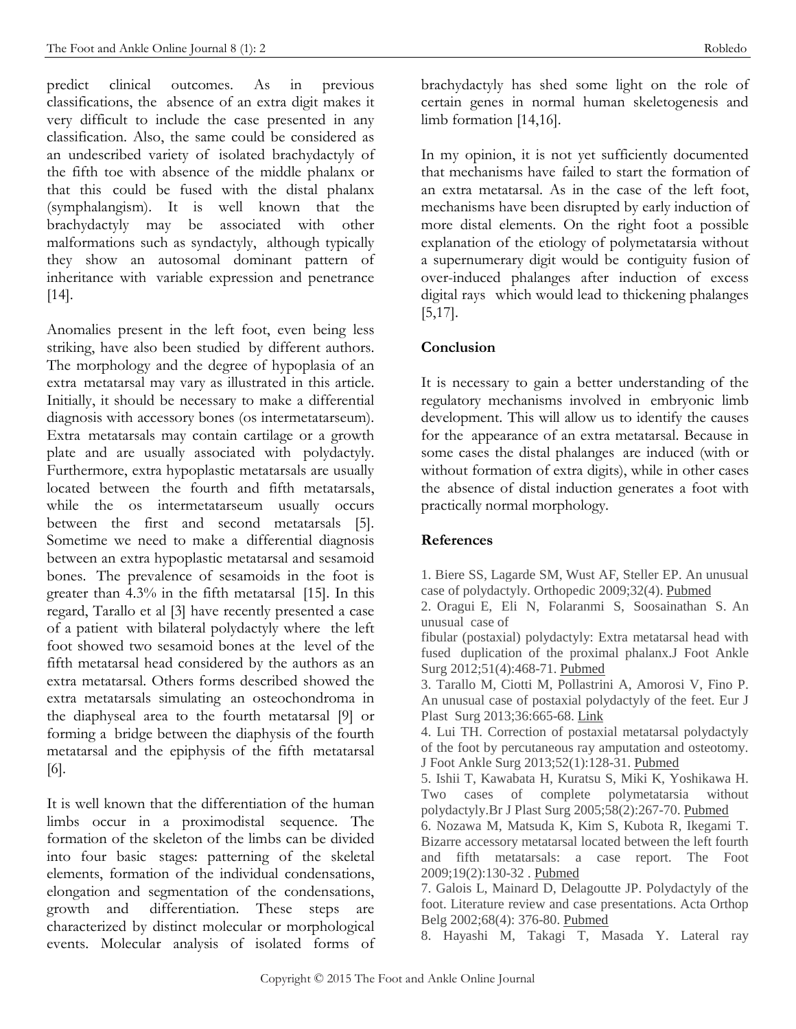predict clinical outcomes. As in previous classifications, the absence of an extra digit makes it very difficult to include the case presented in any classification. Also, the same could be considered as an undescribed variety of isolated brachydactyly of the fifth toe with absence of the middle phalanx or that this could be fused with the distal phalanx (symphalangism). It is well known that the brachydactyly may be associated with other malformations such as syndactyly, although typically they show an autosomal dominant pattern of inheritance with variable expression and penetrance [14].

Anomalies present in the left foot, even being less striking, have also been studied by different authors. The morphology and the degree of hypoplasia of an extra metatarsal may vary as illustrated in this article. Initially, it should be necessary to make a differential diagnosis with accessory bones (os intermetatarseum). Extra metatarsals may contain cartilage or a growth plate and are usually associated with polydactyly. Furthermore, extra hypoplastic metatarsals are usually located between the fourth and fifth metatarsals, while the os intermetatarseum usually occurs between the first and second metatarsals [5]. Sometime we need to make a differential diagnosis between an extra hypoplastic metatarsal and sesamoid bones. The prevalence of sesamoids in the foot is greater than 4.3% in the fifth metatarsal [15]. In this regard, Tarallo et al [3] have recently presented a case of a patient with bilateral polydactyly where the left foot showed two sesamoid bones at the level of the fifth metatarsal head considered by the authors as an extra metatarsal. Others forms described showed the extra metatarsals simulating an osteochondroma in the diaphyseal area to the fourth metatarsal [9] or forming a bridge between the diaphysis of the fourth metatarsal and the epiphysis of the fifth metatarsal [6].

It is well known that the differentiation of the human limbs occur in a proximodistal sequence. The formation of the skeleton of the limbs can be divided into four basic stages: patterning of the skeletal elements, formation of the individual condensations, elongation and segmentation of the condensations, growth and differentiation. These steps are characterized by distinct molecular or morphological events. Molecular analysis of isolated forms of brachydactyly has shed some light on the role of certain genes in normal human skeletogenesis and limb formation [14,16].

In my opinion, it is not yet sufficiently documented that mechanisms have failed to start the formation of an extra metatarsal. As in the case of the left foot, mechanisms have been disrupted by early induction of more distal elements. On the right foot a possible explanation of the etiology of polymetatarsia without a supernumerary digit would be contiguity fusion of over-induced phalanges after induction of excess digital rays which would lead to thickening phalanges [5,17].

## Conclusion

It is necessary to gain a better understanding of the regulatory mechanisms involved in embryonic limb development. This will allow us to identify the causes for the appearance of an extra metatarsal. Because in some cases the distal phalanges are induced (with or without formation of extra digits), while in other cases the absence of distal induction generates a foot with practically normal morphology.

## References

1. Biere SS, Lagarde SM, Wust AF, Steller EP. An unusual case of polydactyly. Orthopedic 2009;32(4). Pubmed
2. Oragui E, Eli N, Folaranmi S, Soosainathan S. An unusual case of fibular (postaxial) polydactyly: Extra metatarsal head with fused duplication of the proximal phalanx.J Foot Ankle Surg 2012;51(4):468-71. Pubmed
3. Tarallo M, Ciotti M, Pollastrini A, Amorosi V, Fino P. An unusual case of postaxial polydactyly of the feet. Eur J Plast Surg 2013;36:665-68. Link
4. Lui TH. Correction of postaxial metatarsal polydactyly of the foot by percutaneous ray amputation and osteotomy. J Foot Ankle Surg 2013;52(1):128-31. Pubmed
5. Ishii T, Kawabata H, Kuratsu S, Miki K, Yoshikawa H. Two cases of complete polymetatarsia without polydactyly.Br J Plast Surg 2005;58(2):267-70. Pubmed
6. Nozawa M, Matsuda K, Kim S, Kubota R, Ikegami T. Bizarre accessory metatarsal located between the left fourth and fifth metatarsals: a case report. The Foot 2009;19(2):130-32 . Pubmed
7. Galois L, Mainard D, Delagoutte JP. Polydactyly of the foot. Literature review and case presentations. Acta Orthop Belg 2002;68(4): 376-80. Pubmed
8. Hayashi M, Takagi T, Masada Y. Lateral ray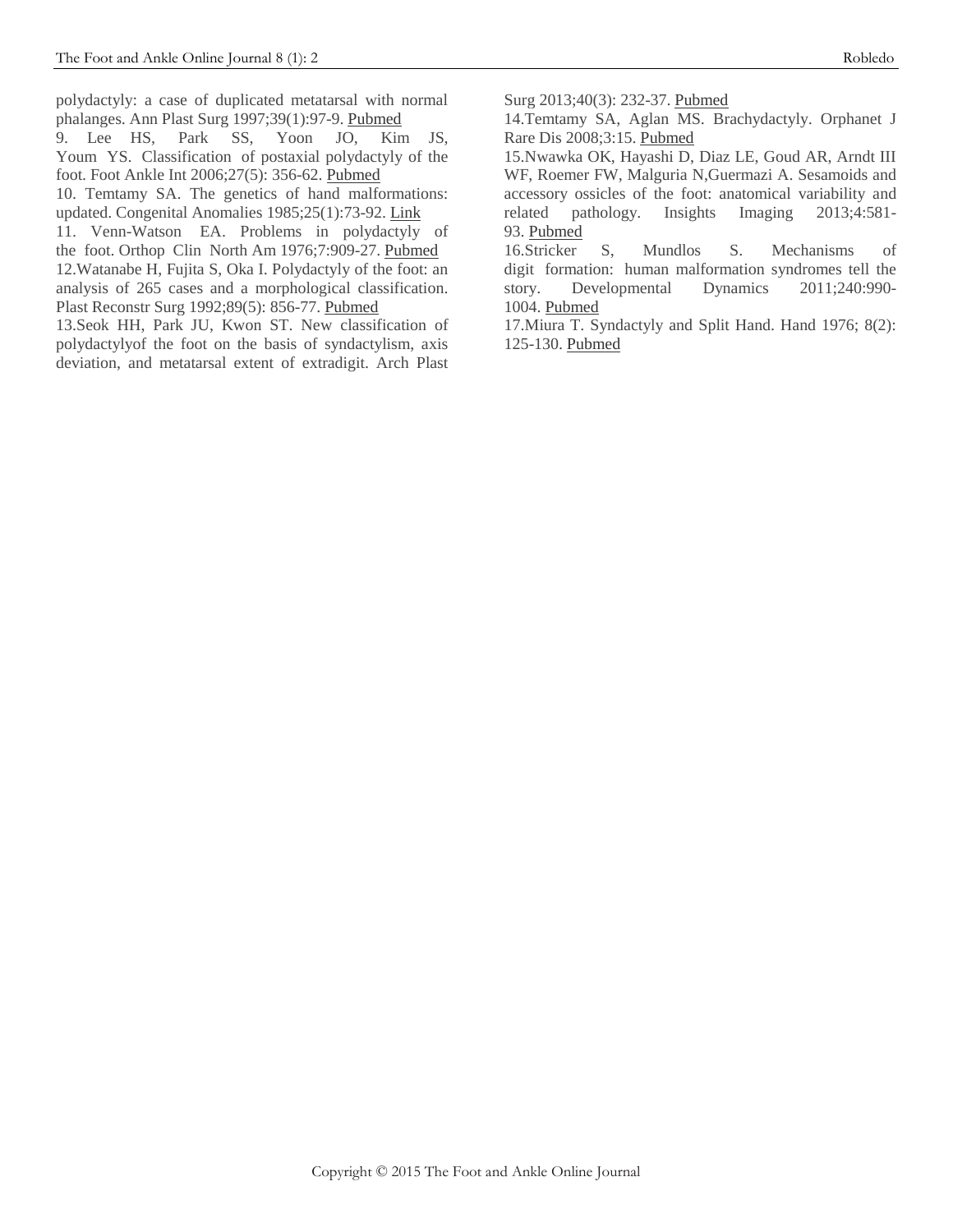polydactyly: a case of duplicated metatarsal with normal phalanges. Ann Plast Surg 1997;39(1):97-9. Pubmed

9. Lee HS, Park SS, Yoon JO, Kim JS, Youm YS. Classification of postaxial polydactyly of the foot. Foot Ankle Int 2006;27(5): 356-62. Pubmed

10. Temtamy SA. The genetics of hand malformations: updated. Congenital Anomalies 1985;25(1):73-92. Link

11. Venn-Watson EA. Problems in polydactyly of the foot. Orthop Clin North Am 1976;7:909-27. Pubmed

12.Watanabe H, Fujita S, Oka I. Polydactyly of the foot: an analysis of 265 cases and a morphological classification. Plast Reconstr Surg 1992;89(5): 856-77. Pubmed

13.Seok HH, Park JU, Kwon ST. New classification of polydactylyof the foot on the basis of syndactylism, axis deviation, and metatarsal extent of extradigit. Arch Plast Surg 2013;40(3): 232-37. Pubmed

14.Temtamy SA, Aglan MS. Brachydactyly. Orphanet J Rare Dis 2008;3:15. Pubmed

15.Nwawka OK, Hayashi D, Diaz LE, Goud AR, Arndt III WF, Roemer FW, Malguria N,Guermazi A. Sesamoids and accessory ossicles of the foot: anatomical variability and related pathology. Insights Imaging 2013;4:581-93. Pubmed

16.Stricker S, Mundlos S. Mechanisms of digit formation: human malformation syndromes tell the story. Developmental Dynamics 2011;240:990-1004. Pubmed

17.Miura T. Syndactyly and Split Hand. Hand 1976; 8(2): 125-130. Pubmed